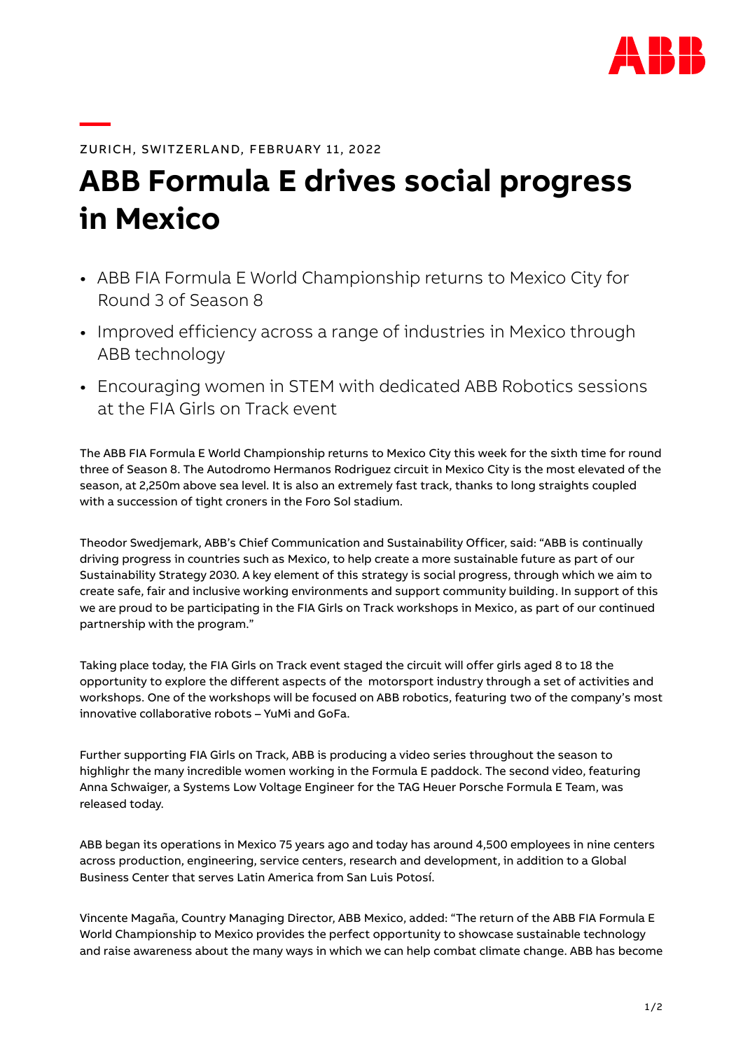ZURICH, SWITZERLAND, FEBRUARY 11, 2022

# ABB Formula E drives social progress in Mexico

- ABB FIA Formula E World Championship returns to Mexico City for Round 3 of Season 8
- Improved efficiency across a range of industries in Mexico through ABB technology
- Encouraging women in STEM with dedicated ABB Robotics sessions at the FIA Girls on Track event

The ABB FIA Formula E World Championship returns to Mexico City this week for the sixth time for round three of Season 8. The Autodromo Hermanos Rodriguez circuit in Mexico City is the most elevated of the season, at 2,250m above sea level. It is also an extremely fast track, thanks to long straights coupled with a succession of tight croners in the Foro Sol stadium.

Theodor Swedjemark, ABB's Chief Communication and Sustainability Officer, said: "ABB is continually driving progress in countries such as Mexico, to help create a more sustainable future as part of our Sustainability Strategy 2030. A key element of this strategy is social progress, through which we aim to create safe, fair and inclusive working environments and support community building. In support of this we are proud to be participating in the FIA Girls on Track workshops in Mexico, as part of our continued partnership with the program."

Taking place today, the FIA Girls on Track event staged the circuit will offer girls aged 8 to 18 the opportunity to explore the different aspects of the motorsport industry through a set of activities and workshops. One of the workshops will be focused on ABB robotics, featuring two of the company's most innovative collaborative robots – YuMi and GoFa.

Further supporting FIA Girls on Track, ABB is producing a video series throughout the season to highlighr the many incredible women working in the Formula E paddock. The second video, featuring Anna Schwaiger, a Systems Low Voltage Engineer for the TAG Heuer Porsche Formula E Team, was released today.

ABB began its operations in Mexico 75 years ago and today has around 4,500 employees in nine centers across production, engineering, service centers, research and development, in addition to a Global Business Center that serves Latin America from San Luis Potosí.

Vincente Magaña, Country Managing Director, ABB Mexico, added: "The return of the ABB FIA Formula E World Championship to Mexico provides the perfect opportunity to showcase sustainable technology and raise awareness about the many ways in which we can help combat climate change. ABB has become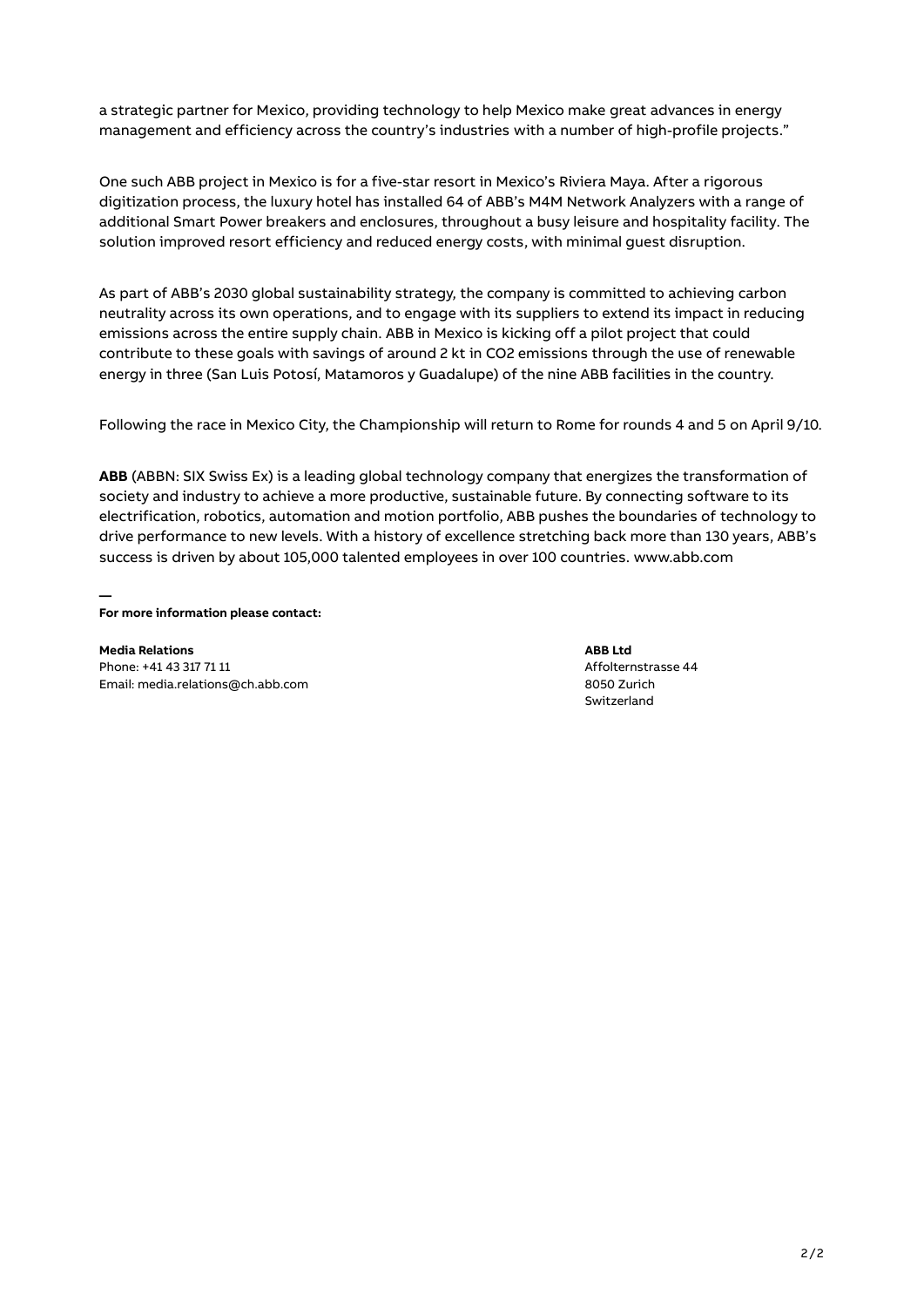a strategic partner for Mexico, providing technology to help Mexico make great advances in energy management and efficiency across the country's industries with a number of high-profile projects."

One such ABB project in Mexico is for a five-star resort in Mexico's Riviera Maya. After a rigorous digitization process, the luxury hotel has installed 64 of ABB's M4M Network Analyzers with a range of additional Smart Power breakers and enclosures, throughout a busy leisure and hospitality facility. The solution improved resort efficiency and reduced energy costs, with minimal guest disruption.

As part of ABB's 2030 global sustainability strategy, the company is committed to achieving carbon neutrality across its own operations, and to engage with its suppliers to extend its impact in reducing emissions across the entire supply chain. ABB in Mexico is kicking off a pilot project that could contribute to these goals with savings of around 2 kt in $CO_2$ emissions through the use of renewable energy in three (San Luis Potosí, Matamoros y Guadalupe) of the nine ABB facilities in the country.

Following the race in Mexico City, the Championship will return to Rome for rounds 4 and 5 on April 9/10.

**ABB** (ABBN: SIX Swiss Ex) is a leading global technology company that energizes the transformation of society and industry to achieve a more productive, sustainable future. By connecting software to its electrification, robotics, automation and motion portfolio, ABB pushes the boundaries of technology to drive performance to new levels. With a history of excellence stretching back more than 130 years, ABB's success is driven by about 105,000 talented employees in over 100 countries. www.abb.com

—

**For more information please contact:**

**Media Relations**
Phone: +41 43 317 71 11
Email: media.relations@ch.abb.com

**ABB Ltd**
Affolternstrasse 44
8050 Zurich
Switzerland